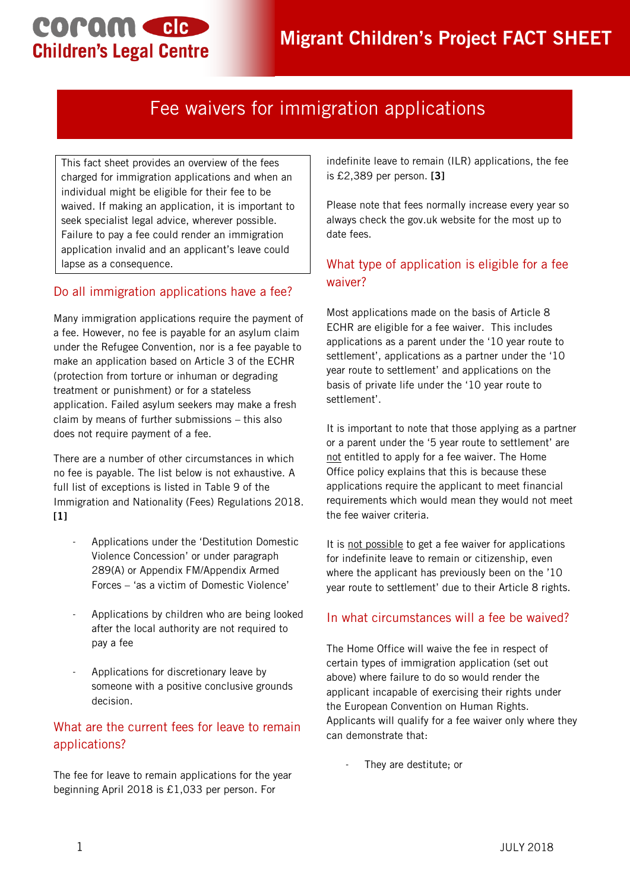# Migrant Children's Project FACT SHEET

## Fee waivers for immigration applications

This fact sheet provides an overview of the fees charged for immigration applications and when an individual might be eligible for their fee to be waived. If making an application, it is important to seek specialist legal advice, wherever possible. Failure to pay a fee could render an immigration application invalid and an applicant's leave could lapse as a consequence.

### Do all immigration applications have a fee?

Many immigration applications require the payment of a fee. However, no fee is payable for an asylum claim under the Refugee Convention, nor is a fee payable to make an application based on Article 3 of the ECHR (protection from torture or inhuman or degrading treatment or punishment) or for a stateless application. Failed asylum seekers may make a fresh claim by means of further submissions – this also does not require payment of a fee.

There are a number of other circumstances in which no fee is payable. The list below is not exhaustive. A full list of exceptions is listed in Table 9 of the Immigration and Nationality (Fees) Regulations 2018. **[1]**

- Applications under the 'Destitution Domestic Violence Concession' or under paragraph 289(A) or Appendix FM/Appendix Armed Forces – 'as a victim of Domestic Violence'
- Applications by children who are being looked after the local authority are not required to pay a fee
- Applications for discretionary leave by someone with a positive conclusive grounds decision.

### What are the current fees for leave to remain applications?

The fee for leave to remain applications for the year beginning April 2018 is £1,033 per person. For indefinite leave to remain (ILR) applications, the fee is £2,389 per person. **[3]**

Please note that fees normally increase every year so always check the gov.uk website for the most up to date fees.

### What type of application is eligible for a fee waiver?

Most applications made on the basis of Article 8 ECHR are eligible for a fee waiver. This includes applications as a parent under the '10 year route to settlement', applications as a partner under the '10 year route to settlement' and applications on the basis of private life under the '10 year route to settlement'.

It is important to note that those applying as a partner or a parent under the '5 year route to settlement' are not entitled to apply for a fee waiver. The Home Office policy explains that this is because these applications require the applicant to meet financial requirements which would mean they would not meet the fee waiver criteria.

It is not possible to get a fee waiver for applications for indefinite leave to remain or citizenship, even where the applicant has previously been on the '10 year route to settlement' due to their Article 8 rights.

### In what circumstances will a fee be waived?

The Home Office will waive the fee in respect of certain types of immigration application (set out above) where failure to do so would render the applicant incapable of exercising their rights under the European Convention on Human Rights. Applicants will qualify for a fee waiver only where they can demonstrate that:

- They are destitute; or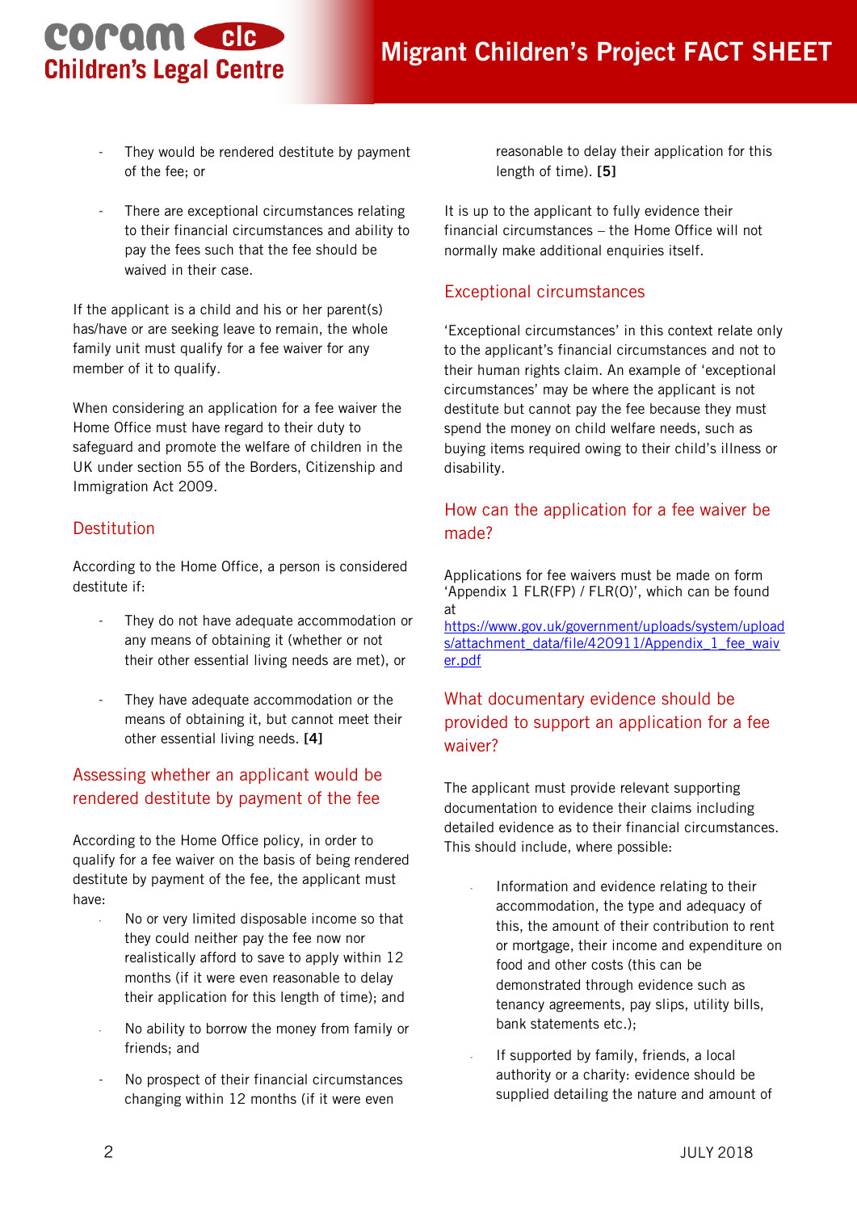- They would be rendered destitute by payment of the fee; or
- There are exceptional circumstances relating to their financial circumstances and ability to pay the fees such that the fee should be waived in their case.

If the applicant is a child and his or her parent(s) has/have or are seeking leave to remain, the whole family unit must qualify for a fee waiver for any member of it to qualify.

When considering an application for a fee waiver the Home Office must have regard to their duty to safeguard and promote the welfare of children in the UK under section 55 of the Borders, Citizenship and Immigration Act 2009.

## Destitution

According to the Home Office, a person is considered destitute if:

- They do not have adequate accommodation or any means of obtaining it (whether or not their other essential living needs are met), or
- They have adequate accommodation or the means of obtaining it, but cannot meet their other essential living needs. **[4]**

## Assessing whether an applicant would be rendered destitute by payment of the fee

According to the Home Office policy, in order to qualify for a fee waiver on the basis of being rendered destitute by payment of the fee, the applicant must have:

- No or very limited disposable income so that they could neither pay the fee now nor realistically afford to save to apply within 12 months (if it were even reasonable to delay their application for this length of time); and
- No ability to borrow the money from family or friends; and
- No prospect of their financial circumstances changing within 12 months (if it were even reasonable to delay their application for this length of time). **[5]**

It is up to the applicant to fully evidence their financial circumstances – the Home Office will not normally make additional enquiries itself.

## Exceptional circumstances

'Exceptional circumstances' in this context relate only to the applicant's financial circumstances and not to their human rights claim. An example of 'exceptional circumstances' may be where the applicant is not destitute but cannot pay the fee because they must spend the money on child welfare needs, such as buying items required owing to their child's illness or disability.

## How can the application for a fee waiver be made?

Applications for fee waivers must be made on form 'Appendix 1 FLR(FP) / FLR(O)', which can be found at https://www.gov.uk/government/uploads/system/uploads/attachment_data/file/420911/Appendix_1_fee_waiver.pdf

## What documentary evidence should be provided to support an application for a fee waiver?

The applicant must provide relevant supporting documentation to evidence their claims including detailed evidence as to their financial circumstances. This should include, where possible:

- Information and evidence relating to their accommodation, the type and adequacy of this, the amount of their contribution to rent or mortgage, their income and expenditure on food and other costs (this can be demonstrated through evidence such as tenancy agreements, pay slips, utility bills, bank statements etc.);
- If supported by family, friends, a local authority or a charity: evidence should be supplied detailing the nature and amount of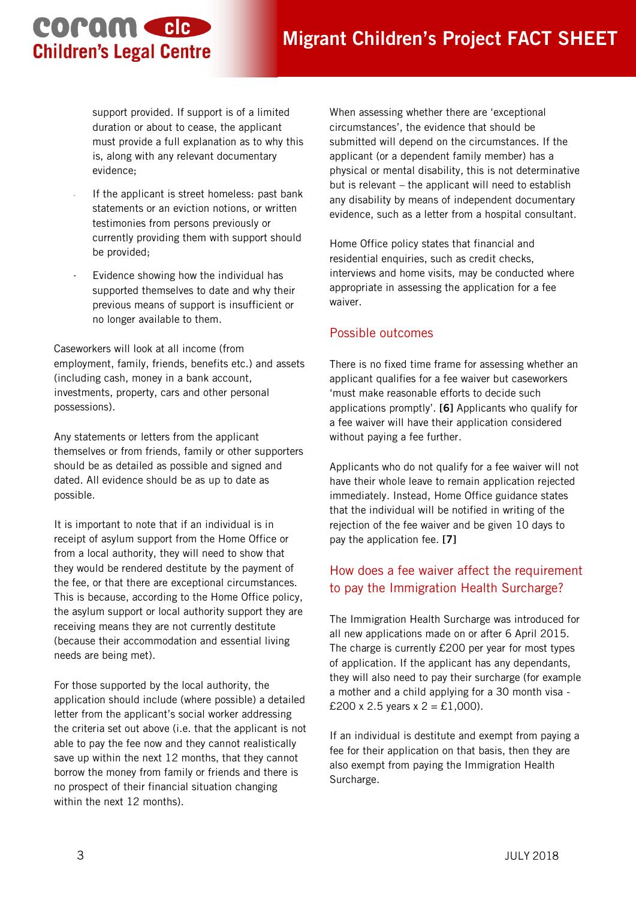support provided. If support is of a limited duration or about to cease, the applicant must provide a full explanation as to why this is, along with any relevant documentary evidence;

- If the applicant is street homeless: past bank statements or an eviction notions, or written testimonies from persons previously or currently providing them with support should be provided;
- Evidence showing how the individual has supported themselves to date and why their previous means of support is insufficient or no longer available to them.

Caseworkers will look at all income (from employment, family, friends, benefits etc.) and assets (including cash, money in a bank account, investments, property, cars and other personal possessions).

Any statements or letters from the applicant themselves or from friends, family or other supporters should be as detailed as possible and signed and dated. All evidence should be as up to date as possible.

It is important to note that if an individual is in receipt of asylum support from the Home Office or from a local authority, they will need to show that they would be rendered destitute by the payment of the fee, or that there are exceptional circumstances. This is because, according to the Home Office policy, the asylum support or local authority support they are receiving means they are not currently destitute (because their accommodation and essential living needs are being met).

For those supported by the local authority, the application should include (where possible) a detailed letter from the applicant's social worker addressing the criteria set out above (i.e. that the applicant is not able to pay the fee now and they cannot realistically save up within the next 12 months, that they cannot borrow the money from family or friends and there is no prospect of their financial situation changing within the next 12 months).

When assessing whether there are 'exceptional circumstances', the evidence that should be submitted will depend on the circumstances. If the applicant (or a dependent family member) has a physical or mental disability, this is not determinative but is relevant – the applicant will need to establish any disability by means of independent documentary evidence, such as a letter from a hospital consultant.

Home Office policy states that financial and residential enquiries, such as credit checks, interviews and home visits, may be conducted where appropriate in assessing the application for a fee waiver.

## Possible outcomes

There is no fixed time frame for assessing whether an applicant qualifies for a fee waiver but caseworkers 'must make reasonable efforts to decide such applications promptly'. **[6]** Applicants who qualify for a fee waiver will have their application considered without paying a fee further.

Applicants who do not qualify for a fee waiver will not have their whole leave to remain application rejected immediately. Instead, Home Office guidance states that the individual will be notified in writing of the rejection of the fee waiver and be given 10 days to pay the application fee. **[7]**

## How does a fee waiver affect the requirement to pay the Immigration Health Surcharge?

The Immigration Health Surcharge was introduced for all new applications made on or after 6 April 2015. The charge is currently £200 per year for most types of application. If the applicant has any dependants, they will also need to pay their surcharge (for example a mother and a child applying for a 30 month visa - £200 x 2.5 years x 2 = £1,000).

If an individual is destitute and exempt from paying a fee for their application on that basis, then they are also exempt from paying the Immigration Health Surcharge.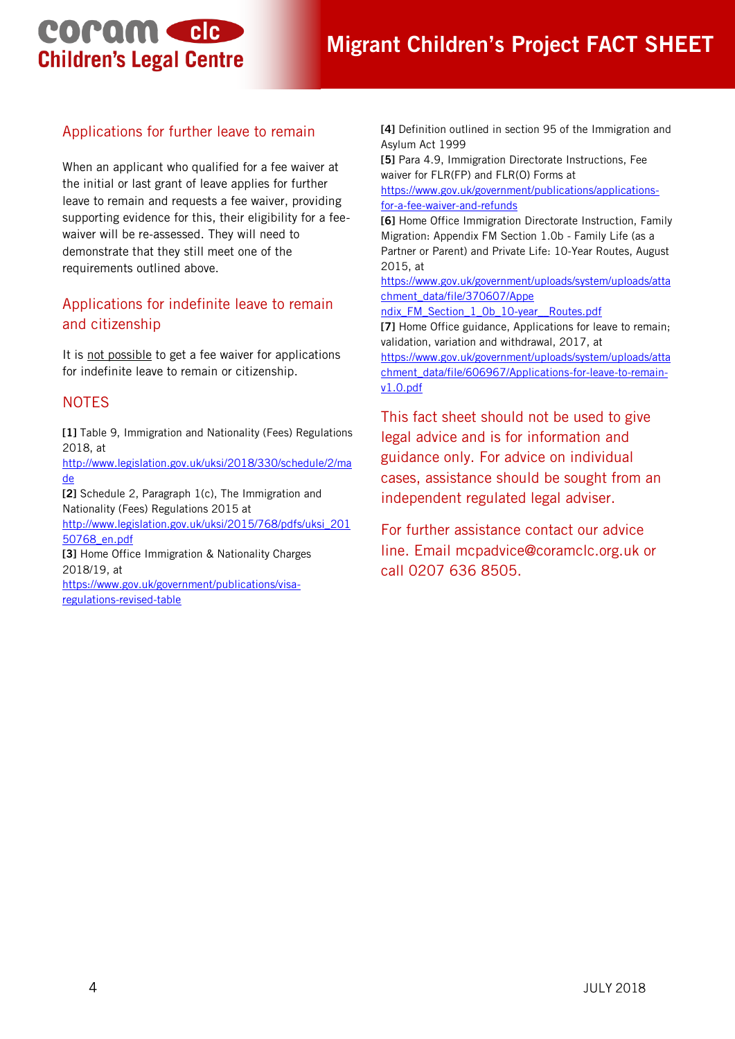## Applications for further leave to remain

When an applicant who qualified for a fee waiver at the initial or last grant of leave applies for further leave to remain and requests a fee waiver, providing supporting evidence for this, their eligibility for a fee-waiver will be re-assessed. They will need to demonstrate that they still meet one of the requirements outlined above.

## Applications for indefinite leave to remain and citizenship

It is not possible to get a fee waiver for applications for indefinite leave to remain or citizenship.

## NOTES

**[1]** Table 9, Immigration and Nationality (Fees) Regulations 2018, at http://www.legislation.gov.uk/uksi/2018/330/schedule/2/made

**[2]** Schedule 2, Paragraph 1(c), The Immigration and Nationality (Fees) Regulations 2015 at http://www.legislation.gov.uk/uksi/2015/768/pdfs/uksi_20150768_en.pdf

**[3]** Home Office Immigration & Nationality Charges 2018/19, at https://www.gov.uk/government/publications/visa-regulations-revised-table

**[4]** Definition outlined in section 95 of the Immigration and Asylum Act 1999

**[5]** Para 4.9, Immigration Directorate Instructions, Fee waiver for FLR(FP) and FLR(O) Forms at https://www.gov.uk/government/publications/applications-for-a-fee-waiver-and-refunds

**[6]** Home Office Immigration Directorate Instruction, Family Migration: Appendix FM Section 1.0b - Family Life (as a Partner or Parent) and Private Life: 10-Year Routes, August 2015, at https://www.gov.uk/government/uploads/system/uploads/attachment_data/file/370607/Appendix_FM_Section_1_0b_10-year__Routes.pdf

**[7]** Home Office guidance, Applications for leave to remain; validation, variation and withdrawal, 2017, at https://www.gov.uk/government/uploads/system/uploads/attachment_data/file/606967/Applications-for-leave-to-remain-v1.0.pdf

This fact sheet should not be used to give legal advice and is for information and guidance only. For advice on individual cases, assistance should be sought from an independent regulated legal adviser.

For further assistance contact our advice line. Email mcpadvice@coramclc.org.uk or call 0207 636 8505.